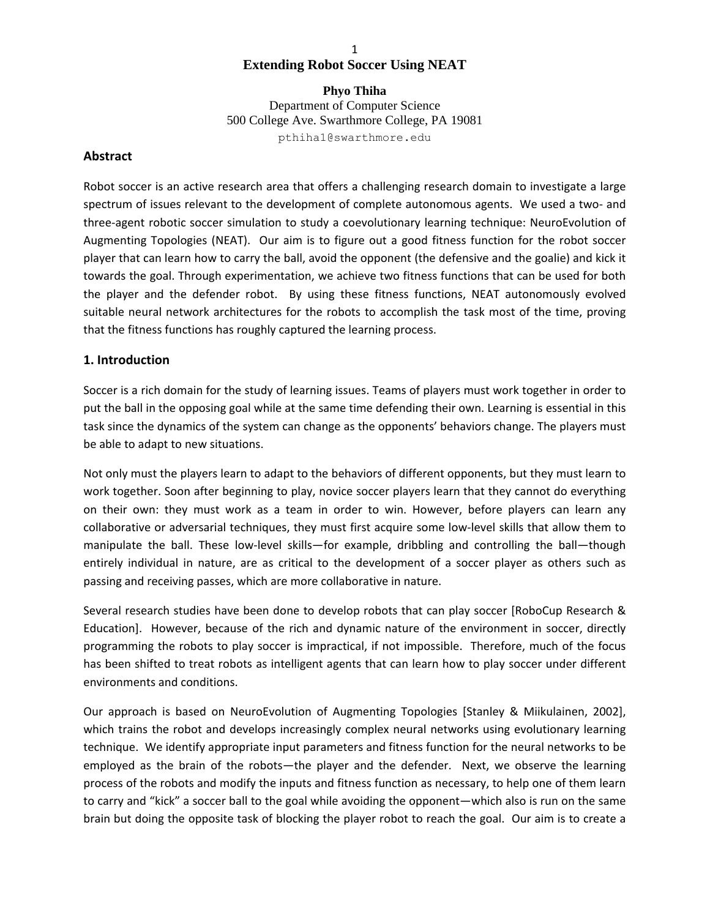# Extending Robot Soccer Using NEAT

**Phyo Thiha**
Department of Computer Science
500 College Ave. Swarthmore College, PA 19081
pthiha1@swarthmore.edu

## Abstract

Robot soccer is an active research area that offers a challenging research domain to investigate a large spectrum of issues relevant to the development of complete autonomous agents. We used a two- and three-agent robotic soccer simulation to study a coevolutionary learning technique: NeuroEvolution of Augmenting Topologies (NEAT). Our aim is to figure out a good fitness function for the robot soccer player that can learn how to carry the ball, avoid the opponent (the defensive and the goalie) and kick it towards the goal. Through experimentation, we achieve two fitness functions that can be used for both the player and the defender robot. By using these fitness functions, NEAT autonomously evolved suitable neural network architectures for the robots to accomplish the task most of the time, proving that the fitness functions has roughly captured the learning process.

## 1. Introduction

Soccer is a rich domain for the study of learning issues. Teams of players must work together in order to put the ball in the opposing goal while at the same time defending their own. Learning is essential in this task since the dynamics of the system can change as the opponents' behaviors change. The players must be able to adapt to new situations.

Not only must the players learn to adapt to the behaviors of different opponents, but they must learn to work together. Soon after beginning to play, novice soccer players learn that they cannot do everything on their own: they must work as a team in order to win. However, before players can learn any collaborative or adversarial techniques, they must first acquire some low-level skills that allow them to manipulate the ball. These low-level skills—for example, dribbling and controlling the ball—though entirely individual in nature, are as critical to the development of a soccer player as others such as passing and receiving passes, which are more collaborative in nature.

Several research studies have been done to develop robots that can play soccer [RoboCup Research & Education]. However, because of the rich and dynamic nature of the environment in soccer, directly programming the robots to play soccer is impractical, if not impossible. Therefore, much of the focus has been shifted to treat robots as intelligent agents that can learn how to play soccer under different environments and conditions.

Our approach is based on NeuroEvolution of Augmenting Topologies [Stanley & Miikulainen, 2002], which trains the robot and develops increasingly complex neural networks using evolutionary learning technique. We identify appropriate input parameters and fitness function for the neural networks to be employed as the brain of the robots—the player and the defender. Next, we observe the learning process of the robots and modify the inputs and fitness function as necessary, to help one of them learn to carry and "kick" a soccer ball to the goal while avoiding the opponent—which also is run on the same brain but doing the opposite task of blocking the player robot to reach the goal. Our aim is to create a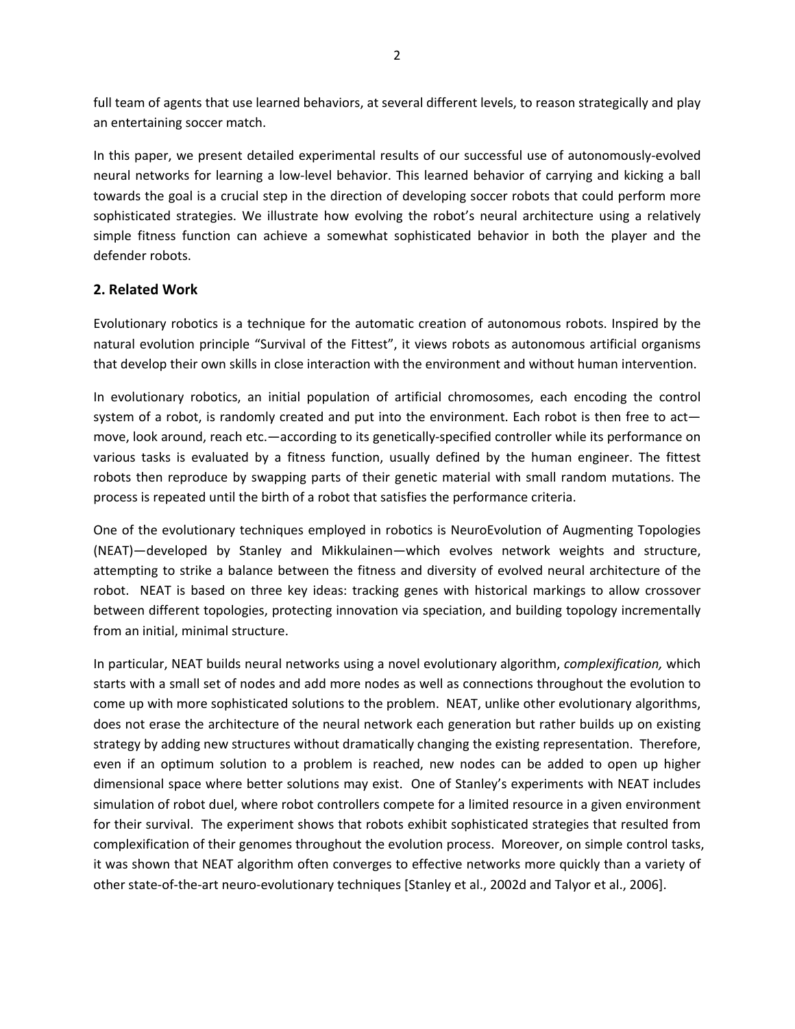full team of agents that use learned behaviors, at several different levels, to reason strategically and play an entertaining soccer match.

In this paper, we present detailed experimental results of our successful use of autonomously-evolved neural networks for learning a low-level behavior. This learned behavior of carrying and kicking a ball towards the goal is a crucial step in the direction of developing soccer robots that could perform more sophisticated strategies. We illustrate how evolving the robot's neural architecture using a relatively simple fitness function can achieve a somewhat sophisticated behavior in both the player and the defender robots.

## 2. Related Work

Evolutionary robotics is a technique for the automatic creation of autonomous robots. Inspired by the natural evolution principle "Survival of the Fittest", it views robots as autonomous artificial organisms that develop their own skills in close interaction with the environment and without human intervention.

In evolutionary robotics, an initial population of artificial chromosomes, each encoding the control system of a robot, is randomly created and put into the environment. Each robot is then free to act—move, look around, reach etc.—according to its genetically-specified controller while its performance on various tasks is evaluated by a fitness function, usually defined by the human engineer. The fittest robots then reproduce by swapping parts of their genetic material with small random mutations. The process is repeated until the birth of a robot that satisfies the performance criteria.

One of the evolutionary techniques employed in robotics is NeuroEvolution of Augmenting Topologies (NEAT)—developed by Stanley and Mikkulainen—which evolves network weights and structure, attempting to strike a balance between the fitness and diversity of evolved neural architecture of the robot. NEAT is based on three key ideas: tracking genes with historical markings to allow crossover between different topologies, protecting innovation via speciation, and building topology incrementally from an initial, minimal structure.

In particular, NEAT builds neural networks using a novel evolutionary algorithm, *complexification,* which starts with a small set of nodes and add more nodes as well as connections throughout the evolution to come up with more sophisticated solutions to the problem. NEAT, unlike other evolutionary algorithms, does not erase the architecture of the neural network each generation but rather builds up on existing strategy by adding new structures without dramatically changing the existing representation. Therefore, even if an optimum solution to a problem is reached, new nodes can be added to open up higher dimensional space where better solutions may exist. One of Stanley's experiments with NEAT includes simulation of robot duel, where robot controllers compete for a limited resource in a given environment for their survival. The experiment shows that robots exhibit sophisticated strategies that resulted from complexification of their genomes throughout the evolution process. Moreover, on simple control tasks, it was shown that NEAT algorithm often converges to effective networks more quickly than a variety of other state-of-the-art neuro-evolutionary techniques [Stanley et al., 2002d and Talyor et al., 2006].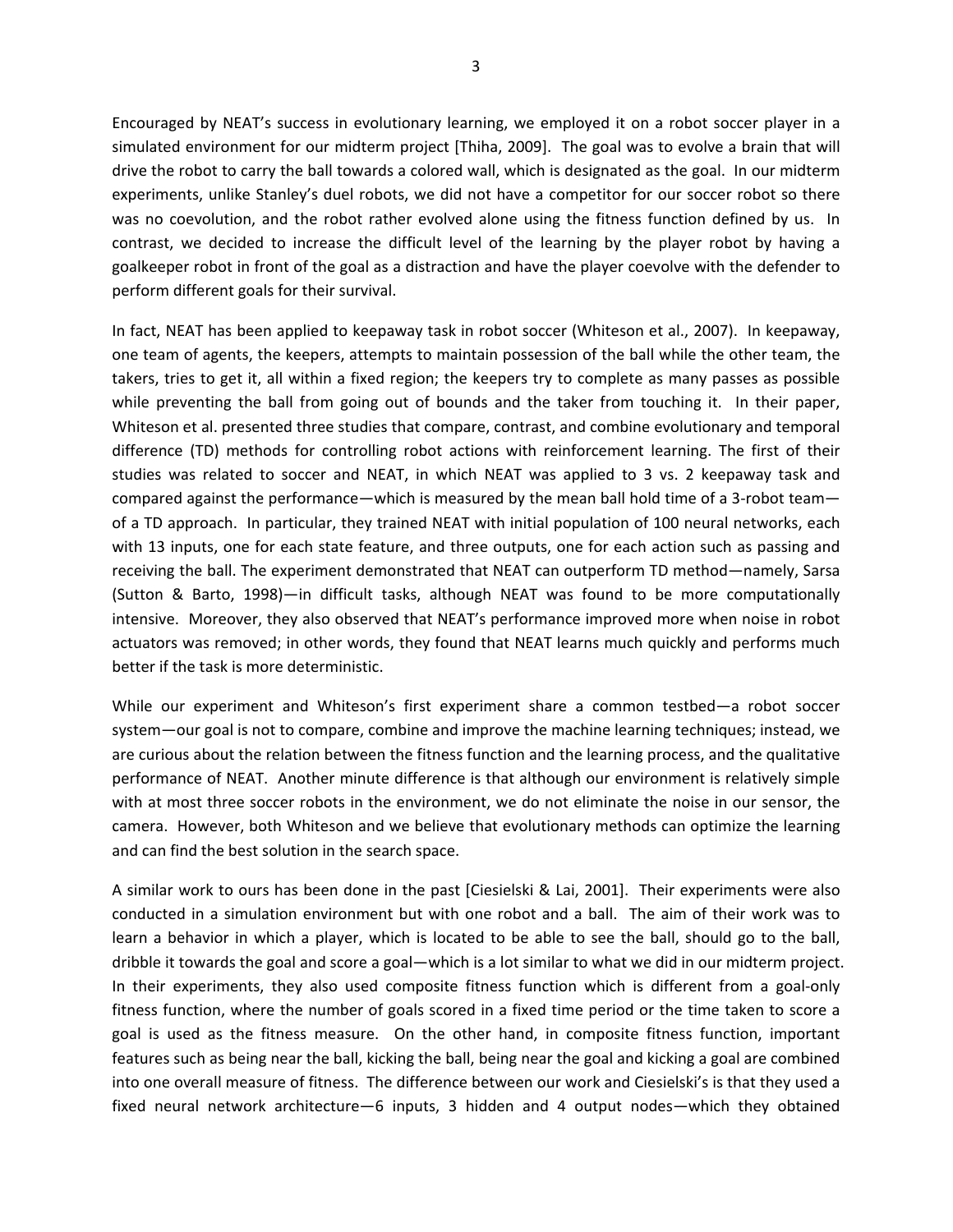Encouraged by NEAT's success in evolutionary learning, we employed it on a robot soccer player in a simulated environment for our midterm project [Thiha, 2009]. The goal was to evolve a brain that will drive the robot to carry the ball towards a colored wall, which is designated as the goal. In our midterm experiments, unlike Stanley's duel robots, we did not have a competitor for our soccer robot so there was no coevolution, and the robot rather evolved alone using the fitness function defined by us. In contrast, we decided to increase the difficult level of the learning by the player robot by having a goalkeeper robot in front of the goal as a distraction and have the player coevolve with the defender to perform different goals for their survival.

In fact, NEAT has been applied to keepaway task in robot soccer (Whiteson et al., 2007). In keepaway, one team of agents, the keepers, attempts to maintain possession of the ball while the other team, the takers, tries to get it, all within a fixed region; the keepers try to complete as many passes as possible while preventing the ball from going out of bounds and the taker from touching it. In their paper, Whiteson et al. presented three studies that compare, contrast, and combine evolutionary and temporal difference (TD) methods for controlling robot actions with reinforcement learning. The first of their studies was related to soccer and NEAT, in which NEAT was applied to 3 vs. 2 keepaway task and compared against the performance—which is measured by the mean ball hold time of a 3-robot team—of a TD approach. In particular, they trained NEAT with initial population of 100 neural networks, each with 13 inputs, one for each state feature, and three outputs, one for each action such as passing and receiving the ball. The experiment demonstrated that NEAT can outperform TD method—namely, Sarsa (Sutton & Barto, 1998)—in difficult tasks, although NEAT was found to be more computationally intensive. Moreover, they also observed that NEAT's performance improved more when noise in robot actuators was removed; in other words, they found that NEAT learns much quickly and performs much better if the task is more deterministic.

While our experiment and Whiteson's first experiment share a common testbed—a robot soccer system—our goal is not to compare, combine and improve the machine learning techniques; instead, we are curious about the relation between the fitness function and the learning process, and the qualitative performance of NEAT. Another minute difference is that although our environment is relatively simple with at most three soccer robots in the environment, we do not eliminate the noise in our sensor, the camera. However, both Whiteson and we believe that evolutionary methods can optimize the learning and can find the best solution in the search space.

A similar work to ours has been done in the past [Ciesielski & Lai, 2001]. Their experiments were also conducted in a simulation environment but with one robot and a ball. The aim of their work was to learn a behavior in which a player, which is located to be able to see the ball, should go to the ball, dribble it towards the goal and score a goal—which is a lot similar to what we did in our midterm project. In their experiments, they also used composite fitness function which is different from a goal-only fitness function, where the number of goals scored in a fixed time period or the time taken to score a goal is used as the fitness measure. On the other hand, in composite fitness function, important features such as being near the ball, kicking the ball, being near the goal and kicking a goal are combined into one overall measure of fitness. The difference between our work and Ciesielski's is that they used a fixed neural network architecture—6 inputs, 3 hidden and 4 output nodes—which they obtained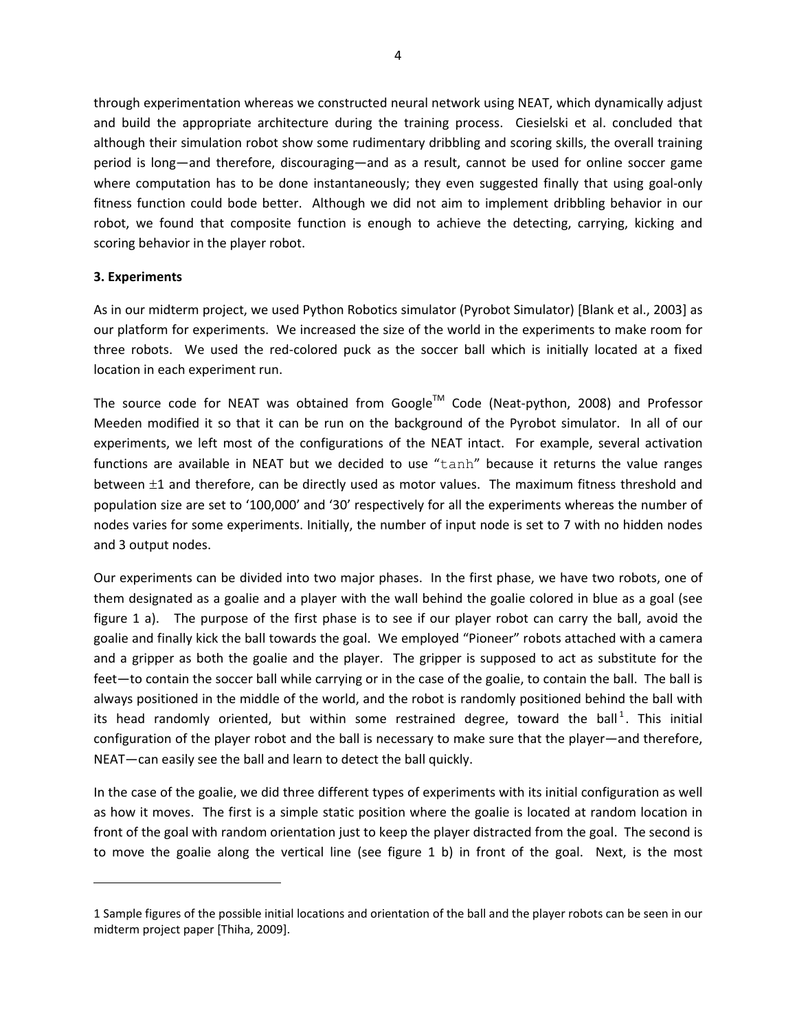through experimentation whereas we constructed neural network using NEAT, which dynamically adjust and build the appropriate architecture during the training process. Ciesielski et al. concluded that although their simulation robot show some rudimentary dribbling and scoring skills, the overall training period is long—and therefore, discouraging—and as a result, cannot be used for online soccer game where computation has to be done instantaneously; they even suggested finally that using goal-only fitness function could bode better. Although we did not aim to implement dribbling behavior in our robot, we found that composite function is enough to achieve the detecting, carrying, kicking and scoring behavior in the player robot.

**3. Experiments**

As in our midterm project, we used Python Robotics simulator (Pyrobot Simulator) [Blank et al., 2003] as our platform for experiments. We increased the size of the world in the experiments to make room for three robots. We used the red-colored puck as the soccer ball which is initially located at a fixed location in each experiment run.

The source code for NEAT was obtained from Google™ Code (Neat-python, 2008) and Professor Meeden modified it so that it can be run on the background of the Pyrobot simulator. In all of our experiments, we left most of the configurations of the NEAT intact. For example, several activation functions are available in NEAT but we decided to use "`tanh`" because it returns the value ranges between ±1 and therefore, can be directly used as motor values. The maximum fitness threshold and population size are set to '100,000' and '30' respectively for all the experiments whereas the number of nodes varies for some experiments. Initially, the number of input node is set to 7 with no hidden nodes and 3 output nodes.

Our experiments can be divided into two major phases. In the first phase, we have two robots, one of them designated as a goalie and a player with the wall behind the goalie colored in blue as a goal (see figure 1 a). The purpose of the first phase is to see if our player robot can carry the ball, avoid the goalie and finally kick the ball towards the goal. We employed "Pioneer" robots attached with a camera and a gripper as both the goalie and the player. The gripper is supposed to act as substitute for the feet—to contain the soccer ball while carrying or in the case of the goalie, to contain the ball. The ball is always positioned in the middle of the world, and the robot is randomly positioned behind the ball with its head randomly oriented, but within some restrained degree, toward the ball[1]. This initial configuration of the player robot and the ball is necessary to make sure that the player—and therefore, NEAT—can easily see the ball and learn to detect the ball quickly.

In the case of the goalie, we did three different types of experiments with its initial configuration as well as how it moves. The first is a simple static position where the goalie is located at random location in front of the goal with random orientation just to keep the player distracted from the goal. The second is to move the goalie along the vertical line (see figure 1 b) in front of the goal. Next, is the most

---

1 Sample figures of the possible initial locations and orientation of the ball and the player robots can be seen in our midterm project paper [Thiha, 2009].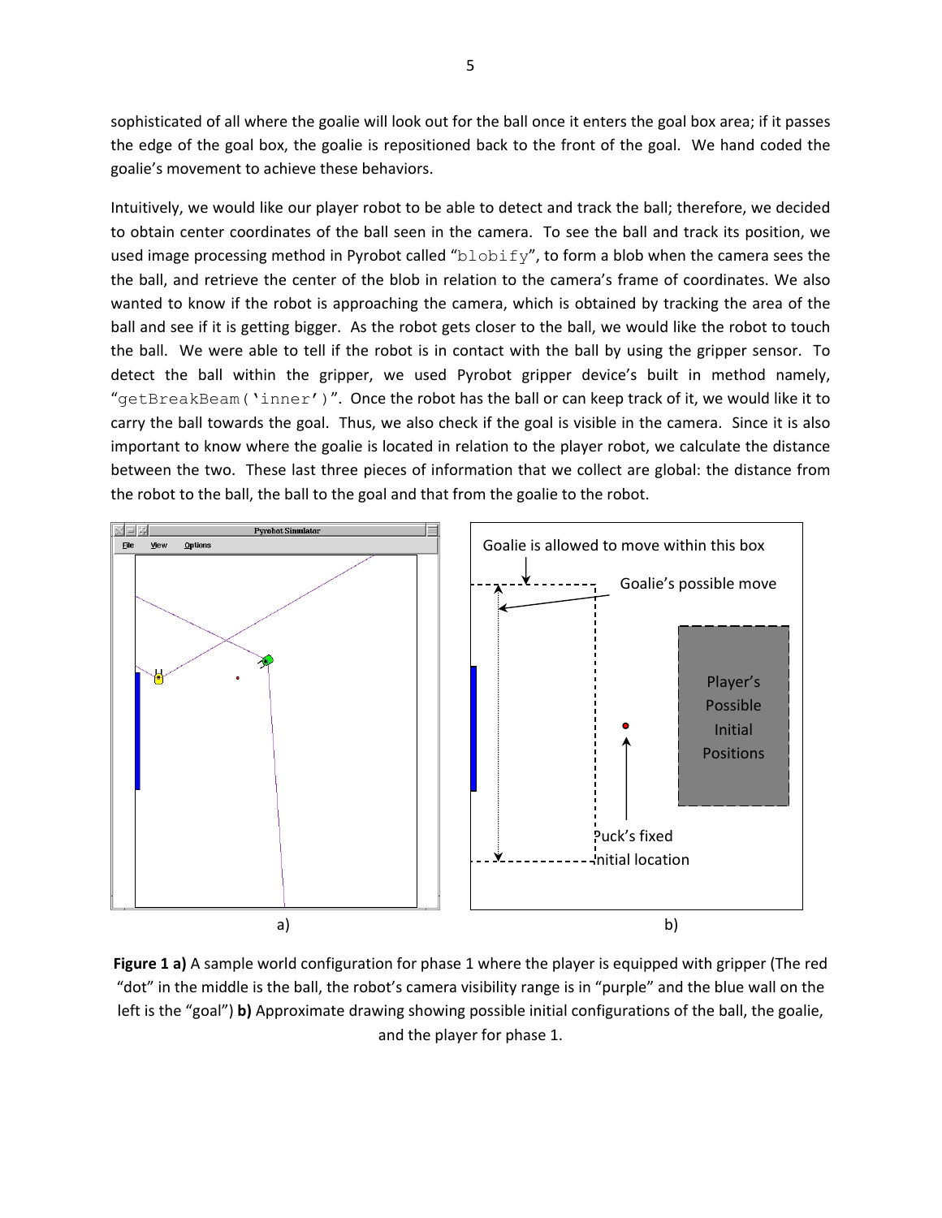sophisticated of all where the goalie will look out for the ball once it enters the goal box area; if it passes the edge of the goal box, the goalie is repositioned back to the front of the goal. We hand coded the goalie's movement to achieve these behaviors.

Intuitively, we would like our player robot to be able to detect and track the ball; therefore, we decided to obtain center coordinates of the ball seen in the camera. To see the ball and track its position, we used image processing method in Pyrobot called "`blobify`", to form a blob when the camera sees the the ball, and retrieve the center of the blob in relation to the camera's frame of coordinates. We also wanted to know if the robot is approaching the camera, which is obtained by tracking the area of the ball and see if it is getting bigger. As the robot gets closer to the ball, we would like the robot to touch the ball. We were able to tell if the robot is in contact with the ball by using the gripper sensor. To detect the ball within the gripper, we used Pyrobot gripper device's built in method namely, "`getBreakBeam('inner')`". Once the robot has the ball or can keep track of it, we would like it to carry the ball towards the goal. Thus, we also check if the goal is visible in the camera. Since it is also important to know where the goalie is located in relation to the player robot, we calculate the distance between the two. These last three pieces of information that we collect are global: the distance from the robot to the ball, the ball to the goal and that from the goalie to the robot.

a) b)

**Figure 1 a)** A sample world configuration for phase 1 where the player is equipped with gripper (The red "dot" in the middle is the ball, the robot's camera visibility range is in "purple" and the blue wall on the left is the "goal") **b)** Approximate drawing showing possible initial configurations of the ball, the goalie, and the player for phase 1.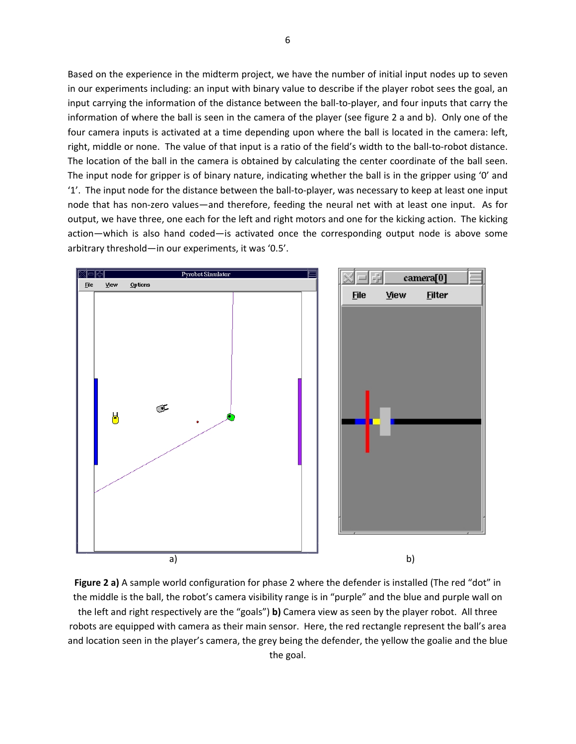Based on the experience in the midterm project, we have the number of initial input nodes up to seven in our experiments including: an input with binary value to describe if the player robot sees the goal, an input carrying the information of the distance between the ball-to-player, and four inputs that carry the information of where the ball is seen in the camera of the player (see figure 2 a and b). Only one of the four camera inputs is activated at a time depending upon where the ball is located in the camera: left, right, middle or none. The value of that input is a ratio of the field's width to the ball-to-robot distance. The location of the ball in the camera is obtained by calculating the center coordinate of the ball seen. The input node for gripper is of binary nature, indicating whether the ball is in the gripper using '0' and '1'. The input node for the distance between the ball-to-player, was necessary to keep at least one input node that has non-zero values—and therefore, feeding the neural net with at least one input. As for output, we have three, one each for the left and right motors and one for the kicking action. The kicking action—which is also hand coded—is activated once the corresponding output node is above some arbitrary threshold—in our experiments, it was '0.5'.

a) b)

**Figure 2 a)** A sample world configuration for phase 2 where the defender is installed (The red "dot" in the middle is the ball, the robot's camera visibility range is in "purple" and the blue and purple wall on the left and right respectively are the "goals") **b)** Camera view as seen by the player robot. All three robots are equipped with camera as their main sensor. Here, the red rectangle represent the ball's area and location seen in the player's camera, the grey being the defender, the yellow the goalie and the blue the goal.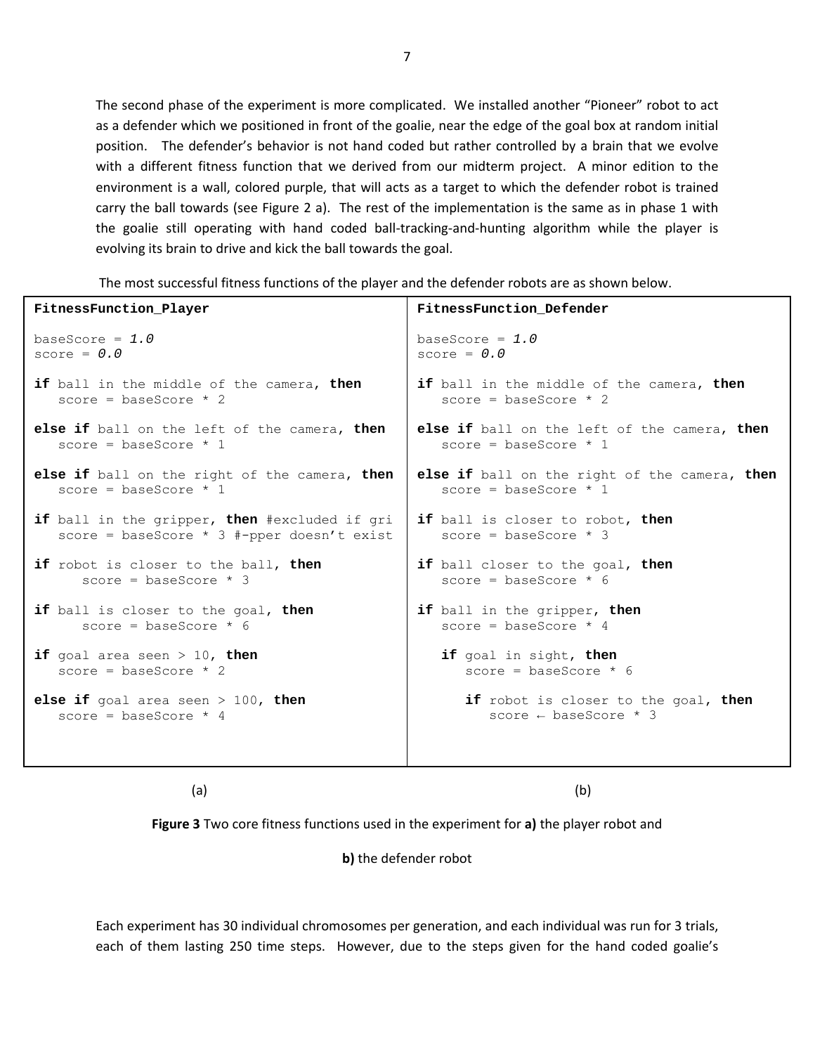The second phase of the experiment is more complicated. We installed another "Pioneer" robot to act as a defender which we positioned in front of the goalie, near the edge of the goal box at random initial position. The defender's behavior is not hand coded but rather controlled by a brain that we evolve with a different fitness function that we derived from our midterm project. A minor edition to the environment is a wall, colored purple, that will acts as a target to which the defender robot is trained carry the ball towards (see Figure 2 a). The rest of the implementation is the same as in phase 1 with the goalie still operating with hand coded ball-tracking-and-hunting algorithm while the player is evolving its brain to drive and kick the ball towards the goal.

The most successful fitness functions of the player and the defender robots are as shown below.

```
FitnessFunction_Player

baseScore = 1.0
score = 0.0

if ball in the middle of the camera, then
   score = baseScore * 2

else if ball on the left of the camera, then
   score = baseScore * 1

else if ball on the right of the camera, then
   score = baseScore * 1

if ball in the gripper, then #excluded if gri
   score = baseScore * 3 #-pper doesn't exist

if robot is closer to the ball, then
      score = baseScore * 3

if ball is closer to the goal, then
      score = baseScore * 6

if goal area seen > 10, then
   score = baseScore * 2

else if goal area seen > 100, then
   score = baseScore * 4
```

(a)

```
FitnessFunction_Defender

baseScore = 1.0
score = 0.0

if ball in the middle of the camera, then
   score = baseScore * 2

else if ball on the left of the camera, then
   score = baseScore * 1

else if ball on the right of the camera, then
   score = baseScore * 1

if ball is closer to robot, then
   score = baseScore * 3

if ball closer to the goal, then
   score = baseScore * 6

if ball in the gripper, then
   score = baseScore * 4

   if goal in sight, then
      score = baseScore * 6

      if robot is closer to the goal, then
         score ← baseScore * 3
```

(b)

**Figure 3** Two core fitness functions used in the experiment for **a)** the player robot and **b)** the defender robot

Each experiment has 30 individual chromosomes per generation, and each individual was run for 3 trials, each of them lasting 250 time steps. However, due to the steps given for the hand coded goalie's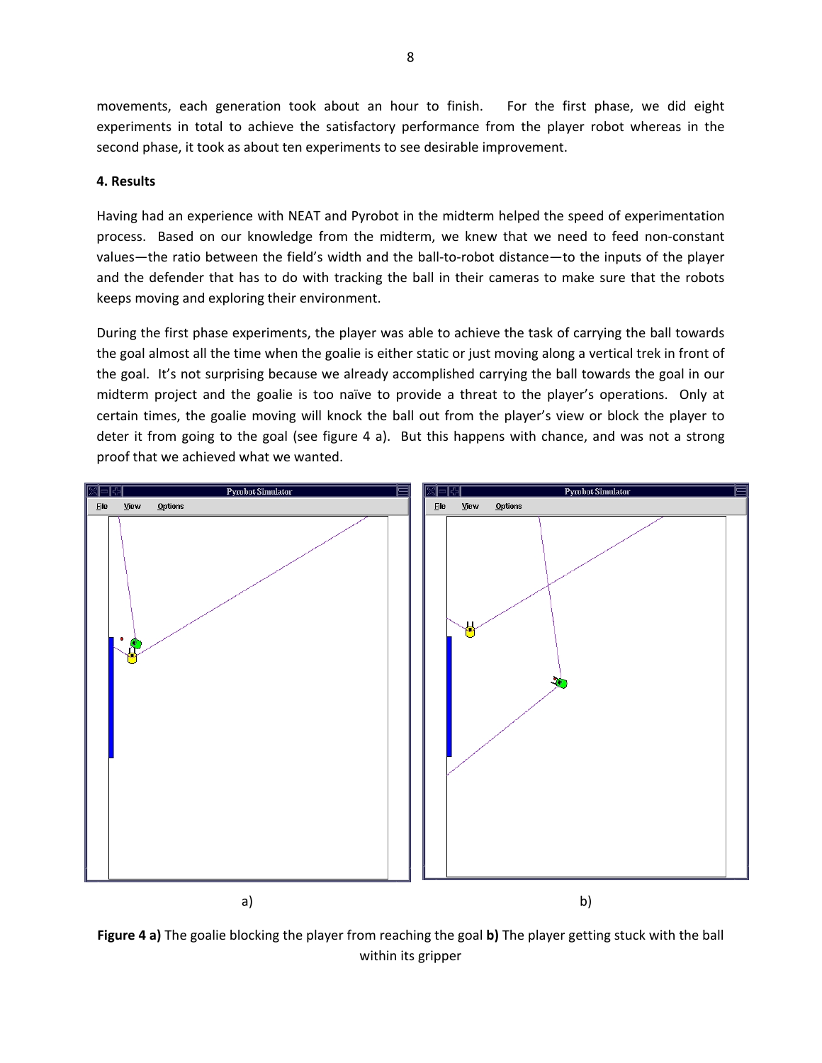movements, each generation took about an hour to finish. For the first phase, we did eight experiments in total to achieve the satisfactory performance from the player robot whereas in the second phase, it took as about ten experiments to see desirable improvement.

**4. Results**

Having had an experience with NEAT and Pyrobot in the midterm helped the speed of experimentation process. Based on our knowledge from the midterm, we knew that we need to feed non-constant values—the ratio between the field's width and the ball-to-robot distance—to the inputs of the player and the defender that has to do with tracking the ball in their cameras to make sure that the robots keeps moving and exploring their environment.

During the first phase experiments, the player was able to achieve the task of carrying the ball towards the goal almost all the time when the goalie is either static or just moving along a vertical trek in front of the goal. It's not surprising because we already accomplished carrying the ball towards the goal in our midterm project and the goalie is too naïve to provide a threat to the player's operations. Only at certain times, the goalie moving will knock the ball out from the player's view or block the player to deter it from going to the goal (see figure 4 a). But this happens with chance, and was not a strong proof that we achieved what we wanted.

a) b)

**Figure 4 a)** The goalie blocking the player from reaching the goal **b)** The player getting stuck with the ball within its gripper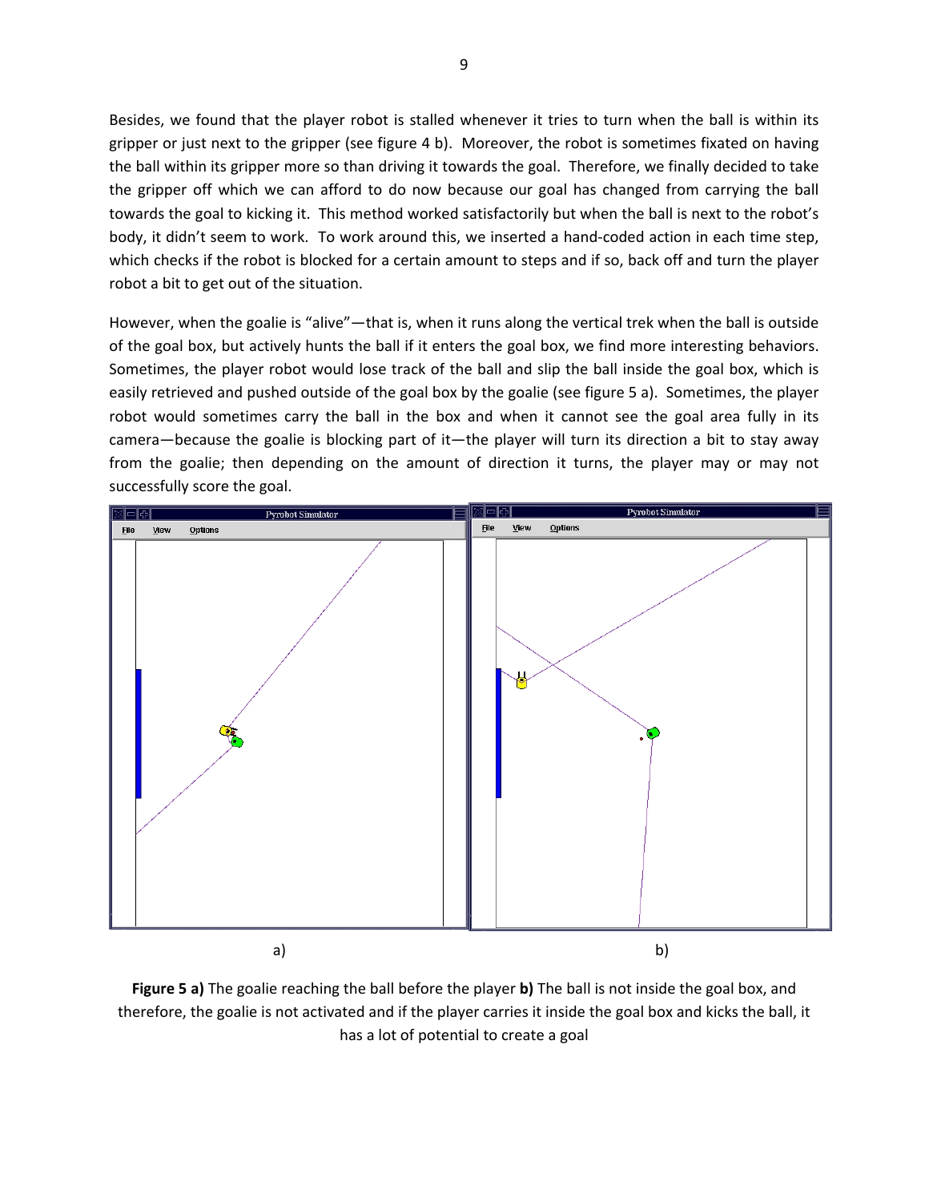Besides, we found that the player robot is stalled whenever it tries to turn when the ball is within its gripper or just next to the gripper (see figure 4 b). Moreover, the robot is sometimes fixated on having the ball within its gripper more so than driving it towards the goal. Therefore, we finally decided to take the gripper off which we can afford to do now because our goal has changed from carrying the ball towards the goal to kicking it. This method worked satisfactorily but when the ball is next to the robot's body, it didn't seem to work. To work around this, we inserted a hand-coded action in each time step, which checks if the robot is blocked for a certain amount to steps and if so, back off and turn the player robot a bit to get out of the situation.

However, when the goalie is "alive"—that is, when it runs along the vertical trek when the ball is outside of the goal box, but actively hunts the ball if it enters the goal box, we find more interesting behaviors. Sometimes, the player robot would lose track of the ball and slip the ball inside the goal box, which is easily retrieved and pushed outside of the goal box by the goalie (see figure 5 a). Sometimes, the player robot would sometimes carry the ball in the box and when it cannot see the goal area fully in its camera—because the goalie is blocking part of it—the player will turn its direction a bit to stay away from the goalie; then depending on the amount of direction it turns, the player may or may not successfully score the goal.

a) b)

**Figure 5 a)** The goalie reaching the ball before the player **b)** The ball is not inside the goal box, and therefore, the goalie is not activated and if the player carries it inside the goal box and kicks the ball, it has a lot of potential to create a goal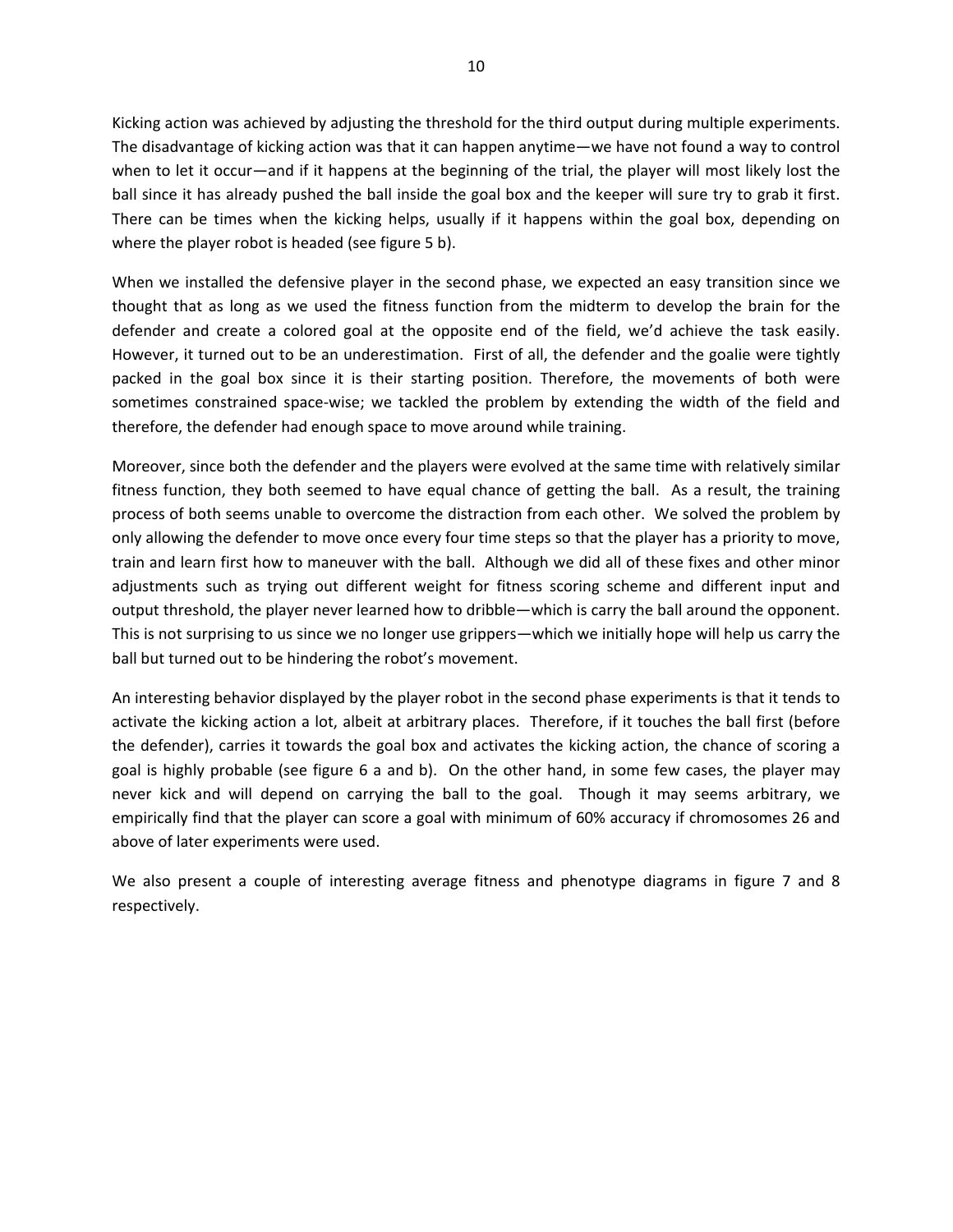Kicking action was achieved by adjusting the threshold for the third output during multiple experiments. The disadvantage of kicking action was that it can happen anytime—we have not found a way to control when to let it occur—and if it happens at the beginning of the trial, the player will most likely lost the ball since it has already pushed the ball inside the goal box and the keeper will sure try to grab it first. There can be times when the kicking helps, usually if it happens within the goal box, depending on where the player robot is headed (see figure 5 b).

When we installed the defensive player in the second phase, we expected an easy transition since we thought that as long as we used the fitness function from the midterm to develop the brain for the defender and create a colored goal at the opposite end of the field, we'd achieve the task easily. However, it turned out to be an underestimation. First of all, the defender and the goalie were tightly packed in the goal box since it is their starting position. Therefore, the movements of both were sometimes constrained space-wise; we tackled the problem by extending the width of the field and therefore, the defender had enough space to move around while training.

Moreover, since both the defender and the players were evolved at the same time with relatively similar fitness function, they both seemed to have equal chance of getting the ball. As a result, the training process of both seems unable to overcome the distraction from each other. We solved the problem by only allowing the defender to move once every four time steps so that the player has a priority to move, train and learn first how to maneuver with the ball. Although we did all of these fixes and other minor adjustments such as trying out different weight for fitness scoring scheme and different input and output threshold, the player never learned how to dribble—which is carry the ball around the opponent. This is not surprising to us since we no longer use grippers—which we initially hope will help us carry the ball but turned out to be hindering the robot's movement.

An interesting behavior displayed by the player robot in the second phase experiments is that it tends to activate the kicking action a lot, albeit at arbitrary places. Therefore, if it touches the ball first (before the defender), carries it towards the goal box and activates the kicking action, the chance of scoring a goal is highly probable (see figure 6 a and b). On the other hand, in some few cases, the player may never kick and will depend on carrying the ball to the goal. Though it may seems arbitrary, we empirically find that the player can score a goal with minimum of 60% accuracy if chromosomes 26 and above of later experiments were used.

We also present a couple of interesting average fitness and phenotype diagrams in figure 7 and 8 respectively.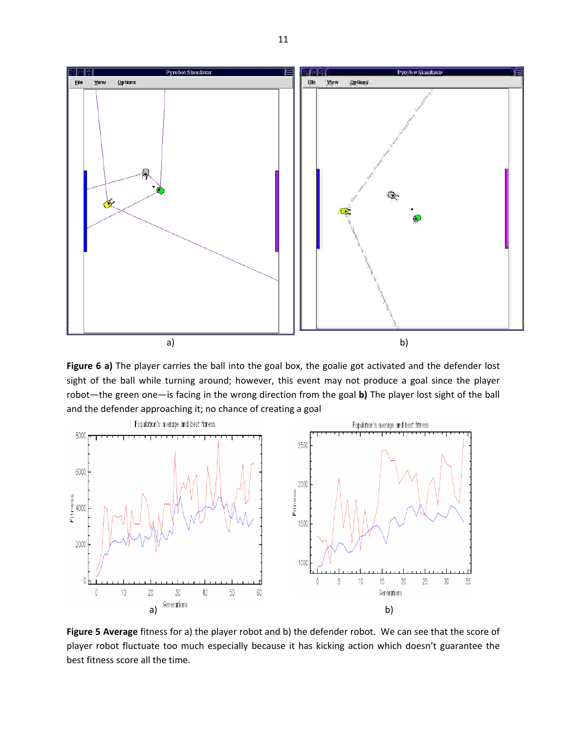a)

b)

**Figure 6 a)** The player carries the ball into the goal box, the goalie got activated and the defender lost sight of the ball while turning around; however, this event may not produce a goal since the player robot—the green one—is facing in the wrong direction from the goal **b)** The player lost sight of the ball and the defender approaching it; no chance of creating a goal

a)

b)

**Figure 5 Average** fitness for a) the player robot and b) the defender robot. We can see that the score of player robot fluctuate too much especially because it has kicking action which doesn't guarantee the best fitness score all the time.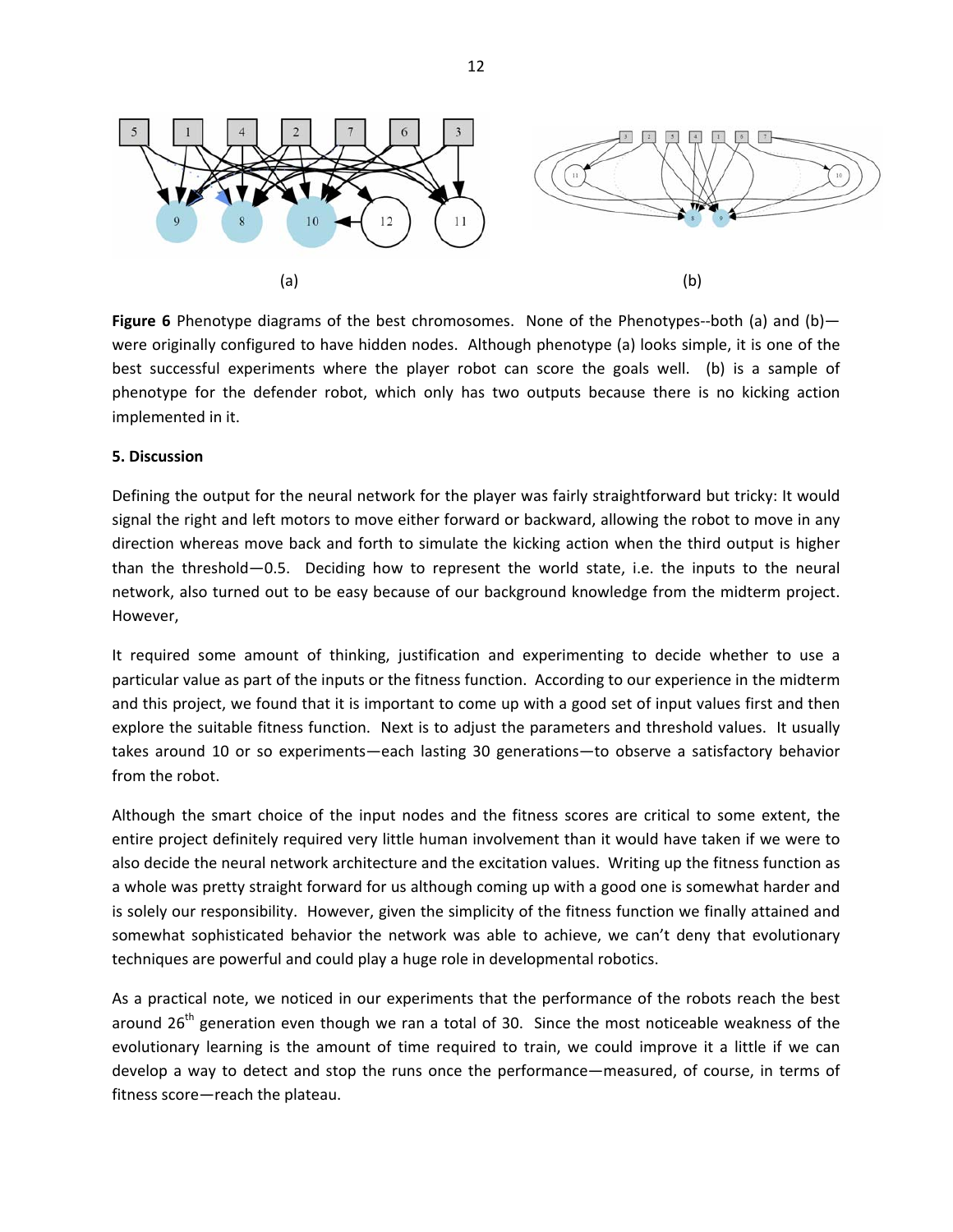(a) (b)

**Figure 6** Phenotype diagrams of the best chromosomes. None of the Phenotypes--both (a) and (b)—were originally configured to have hidden nodes. Although phenotype (a) looks simple, it is one of the best successful experiments where the player robot can score the goals well. (b) is a sample of phenotype for the defender robot, which only has two outputs because there is no kicking action implemented in it.

**5. Discussion**

Defining the output for the neural network for the player was fairly straightforward but tricky: It would signal the right and left motors to move either forward or backward, allowing the robot to move in any direction whereas move back and forth to simulate the kicking action when the third output is higher than the threshold—0.5. Deciding how to represent the world state, i.e. the inputs to the neural network, also turned out to be easy because of our background knowledge from the midterm project. However,

It required some amount of thinking, justification and experimenting to decide whether to use a particular value as part of the inputs or the fitness function. According to our experience in the midterm and this project, we found that it is important to come up with a good set of input values first and then explore the suitable fitness function. Next is to adjust the parameters and threshold values. It usually takes around 10 or so experiments—each lasting 30 generations—to observe a satisfactory behavior from the robot.

Although the smart choice of the input nodes and the fitness scores are critical to some extent, the entire project definitely required very little human involvement than it would have taken if we were to also decide the neural network architecture and the excitation values. Writing up the fitness function as a whole was pretty straight forward for us although coming up with a good one is somewhat harder and is solely our responsibility. However, given the simplicity of the fitness function we finally attained and somewhat sophisticated behavior the network was able to achieve, we can't deny that evolutionary techniques are powerful and could play a huge role in developmental robotics.

As a practical note, we noticed in our experiments that the performance of the robots reach the best around 26th generation even though we ran a total of 30. Since the most noticeable weakness of the evolutionary learning is the amount of time required to train, we could improve it a little if we can develop a way to detect and stop the runs once the performance—measured, of course, in terms of fitness score—reach the plateau.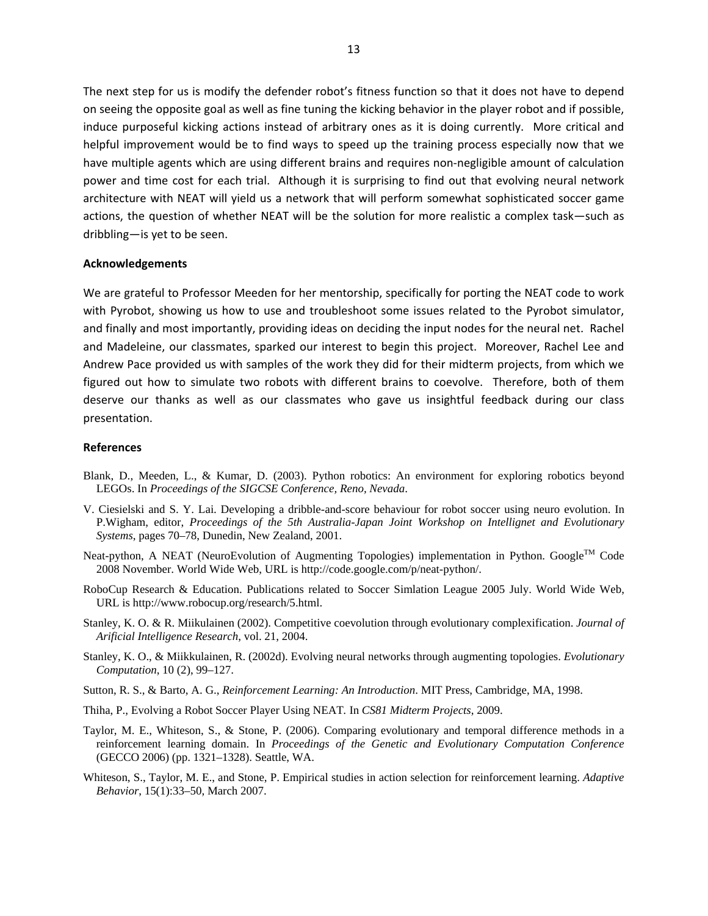The next step for us is modify the defender robot's fitness function so that it does not have to depend on seeing the opposite goal as well as fine tuning the kicking behavior in the player robot and if possible, induce purposeful kicking actions instead of arbitrary ones as it is doing currently. More critical and helpful improvement would be to find ways to speed up the training process especially now that we have multiple agents which are using different brains and requires non-negligible amount of calculation power and time cost for each trial. Although it is surprising to find out that evolving neural network architecture with NEAT will yield us a network that will perform somewhat sophisticated soccer game actions, the question of whether NEAT will be the solution for more realistic a complex task—such as dribbling—is yet to be seen.

**Acknowledgements**

We are grateful to Professor Meeden for her mentorship, specifically for porting the NEAT code to work with Pyrobot, showing us how to use and troubleshoot some issues related to the Pyrobot simulator, and finally and most importantly, providing ideas on deciding the input nodes for the neural net. Rachel and Madeleine, our classmates, sparked our interest to begin this project. Moreover, Rachel Lee and Andrew Pace provided us with samples of the work they did for their midterm projects, from which we figured out how to simulate two robots with different brains to coevolve. Therefore, both of them deserve our thanks as well as our classmates who gave us insightful feedback during our class presentation.

**References**

Blank, D., Meeden, L., & Kumar, D. (2003). Python robotics: An environment for exploring robotics beyond LEGOs. In *Proceedings of the SIGCSE Conference, Reno, Nevada*.

V. Ciesielski and S. Y. Lai. Developing a dribble-and-score behaviour for robot soccer using neuro evolution. In P.Wigham, editor, *Proceedings of the 5th Australia-Japan Joint Workshop on Intellignet and Evolutionary Systems*, pages 70–78, Dunedin, New Zealand, 2001.

Neat-python, A NEAT (NeuroEvolution of Augmenting Topologies) implementation in Python. Google™ Code 2008 November. World Wide Web, URL is http://code.google.com/p/neat-python/.

RoboCup Research & Education. Publications related to Soccer Simlation League 2005 July. World Wide Web, URL is http://www.robocup.org/research/5.html.

Stanley, K. O. & R. Miikulainen (2002). Competitive coevolution through evolutionary complexification. *Journal of Arificial Intelligence Research*, vol. 21, 2004.

Stanley, K. O., & Miikkulainen, R. (2002d). Evolving neural networks through augmenting topologies. *Evolutionary Computation*, 10 (2), 99–127.

Sutton, R. S., & Barto, A. G., *Reinforcement Learning: An Introduction*. MIT Press, Cambridge, MA, 1998.

Thiha, P., Evolving a Robot Soccer Player Using NEAT. In *CS81 Midterm Projects*, 2009.

Taylor, M. E., Whiteson, S., & Stone, P. (2006). Comparing evolutionary and temporal difference methods in a reinforcement learning domain. In *Proceedings of the Genetic and Evolutionary Computation Conference* (GECCO 2006) (pp. 1321–1328). Seattle, WA.

Whiteson, S., Taylor, M. E., and Stone, P. Empirical studies in action selection for reinforcement learning. *Adaptive Behavior*, 15(1):33–50, March 2007.